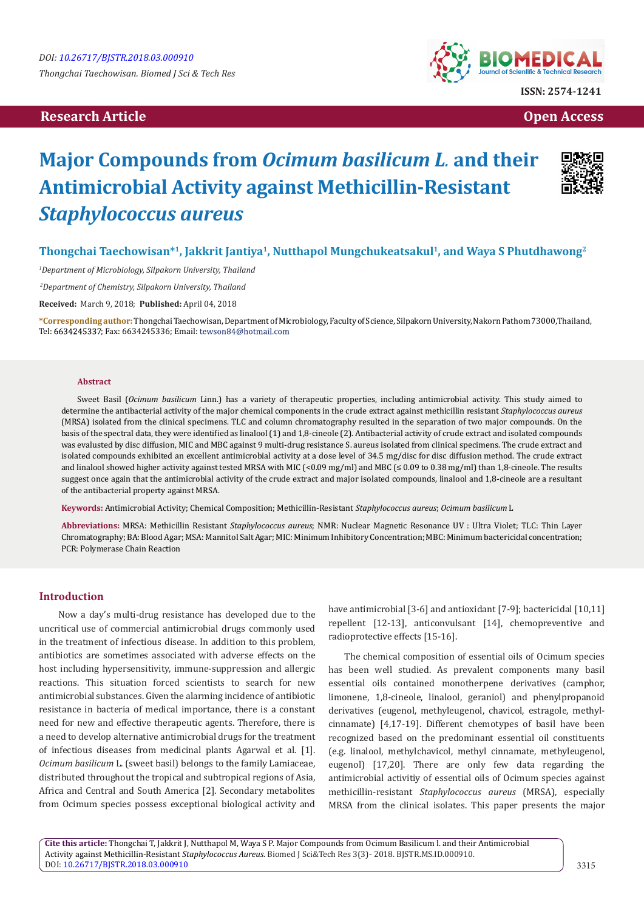DOI: 10.26717/BJSTR.2018.03.000910

Thongchai Taechowisan. Biomed J Sci & Tech Res

ISSN: 2574-1241

**Research Article** **Open Access**

# Major Compounds from *Ocimum basilicum L.* and their Antimicrobial Activity against Methicillin-Resistant *Staphylococcus aureus*

**Thongchai Taechowisan*[1], Jakkrit Jantiya[1], Nutthapol Mungchukeatsakul[1], and Waya S Phutdhawong[2]**

[1]*Department of Microbiology, Silpakorn University, Thailand*

[2]*Department of Chemistry, Silpakorn University, Thailand*

**Received:** March 9, 2018; **Published:** April 04, 2018

***Corresponding author:** Thongchai Taechowisan, Department of Microbiology, Faculty of Science, Silpakorn University, Nakorn Pathom 73000, Thailand, Tel: 6634245337; Fax: 6634245336; Email: tewson84@hotmail.com

## Abstract

Sweet Basil (*Ocimum basilicum* Linn.) has a variety of therapeutic properties, including antimicrobial activity. This study aimed to determine the antibacterial activity of the major chemical components in the crude extract against methicillin resistant *Staphylococcus aureus* (MRSA) isolated from the clinical specimens. TLC and column chromatography resulted in the separation of two major compounds. On the basis of the spectral data, they were identified as linalool (1) and 1,8-cineole (2). Antibacterial activity of crude extract and isolated compounds was evaluted by disc diffusion, MIC and MBC against 9 multi-drug resistance S. aureus isolated from clinical specimens. The crude extract and isolated compounds exhibited an excellent antimicrobial activity at a dose level of 34.5 mg/disc for disc diffusion method. The crude extract and linalool showed higher activity against tested MRSA with MIC (<0.09 mg/ml) and MBC (≤ 0.09 to 0.38 mg/ml) than 1,8-cineole. The results suggest once again that the antimicrobial activity of the crude extract and major isolated compounds, linalool and 1,8-cineole are a resultant of the antibacterial property against MRSA.

**Keywords:** Antimicrobial Activity; Chemical Composition; Methicillin-Resistant *Staphylococcus aureus*; *Ocimum basilicum* L

**Abbreviations:** MRSA: Methicillin Resistant *Staphylococcus aureus*; NMR: Nuclear Magnetic Resonance UV : Ultra Violet; TLC: Thin Layer Chromatography; BA: Blood Agar; MSA: Mannitol Salt Agar; MIC: Minimum Inhibitory Concentration; MBC: Minimum bactericidal concentration; PCR: Polymerase Chain Reaction

## Introduction

Now a day's multi-drug resistance has developed due to the uncritical use of commercial antimicrobial drugs commonly used in the treatment of infectious disease. In addition to this problem, antibiotics are sometimes associated with adverse effects on the host including hypersensitivity, immune-suppression and allergic reactions. This situation forced scientists to search for new antimicrobial substances. Given the alarming incidence of antibiotic resistance in bacteria of medical importance, there is a constant need for new and effective therapeutic agents. Therefore, there is a need to develop alternative antimicrobial drugs for the treatment of infectious diseases from medicinal plants Agarwal et al. [1]. *Ocimum basilicum* L. (sweet basil) belongs to the family Lamiaceae, distributed throughout the tropical and subtropical regions of Asia, Africa and Central and South America [2]. Secondary metabolites from Ocimum species possess exceptional biological activity and have antimicrobial [3-6] and antioxidant [7-9]; bactericidal [10,11] repellent [12-13], anticonvulsant [14], chemopreventive and radioprotective effects [15-16].

The chemical composition of essential oils of Ocimum species has been well studied. As prevalent components many basil essential oils contained monoterpene derivatives (camphor, limonene, 1,8-cineole, linalool, geraniol) and phenylpropanoid derivatives (eugenol, methyleugenol, chavicol, estragole, methyl-cinnamate) [4,17-19]. Different chemotypes of basil have been recognized based on the predominant essential oil constituents (e.g. linalool, methylchavicol, methyl cinnamate, methyleugenol, eugenol) [17,20]. There are only few data regarding the antimicrobial activitiy of essential oils of Ocimum species against methicillin-resistant *Staphylococcus aureus* (MRSA), especially MRSA from the clinical isolates. This paper presents the major

**Cite this article:** Thongchai T, Jakkrit J, Nutthapol M, Waya S P. Major Compounds from Ocimum Basilicum l. and their Antimicrobial Activity against Methicillin-Resistant *Staphylococcus Aureus*. Biomed J Sci&Tech Res 3(3)- 2018. BJSTR.MS.ID.000910. DOI: 10.26717/BJSTR.2018.03.000910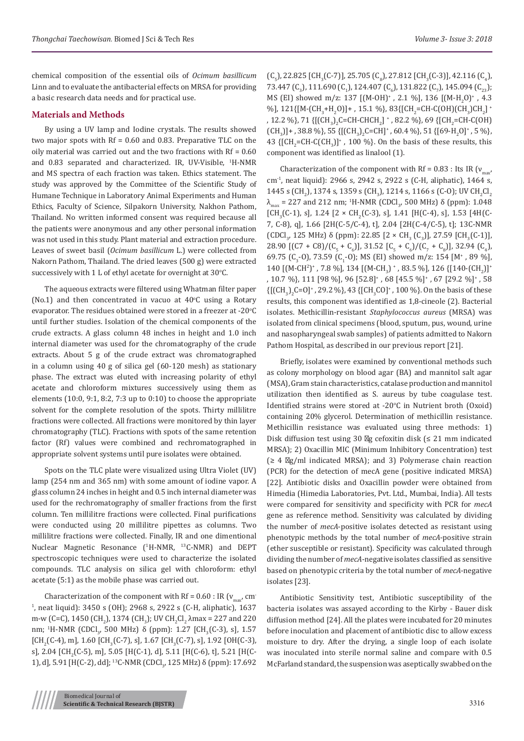chemical composition of the essential oils of *Ocimum basillicum* Linn and to evaluate the antibacterial effects on MRSA for providing a basic research data needs and for practical use.

## Materials and Methods

By using a UV lamp and Iodine crystals. The results showed two major spots with Rf = 0.60 and 0.83. Preparative TLC on the oily material was carried out and the two fractions with Rf = 0.60 and 0.83 separated and characterized. IR, UV-Visible, $^1$H-NMR and MS spectra of each fraction was taken. Ethics statement. The study was approved by the Committee of the Scientific Study of Humane Technique in Laboratory Animal Experiments and Human Ethics, Faculty of Science, Silpakorn University, Nakhon Pathom, Thailand. No written informed consent was required because all the patients were anonymous and any other personal information was not used in this study. Plant material and extraction procedure. Leaves of sweet basil (*Ocimum basillicum* L.) were collected from Nakorn Pathom, Thailand. The dried leaves (500 g) were extracted successively with 1 L of ethyl acetate for overnight at 30°C.

The aqueous extracts were filtered using Whatman filter paper (No.1) and then concentrated in vacuo at 40°C using a Rotary evaporator. The residues obtained were stored in a freezer at -20°C until further studies. Isolation of the chemical components of the crude extracts. A glass column 48 inches in height and 1.0 inch internal diameter was used for the chromatography of the crude extracts. About 5 g of the crude extract was chromatographed in a column using 40 g of silica gel (60-120 mesh) as stationary phase. The extract was eluted with increasing polarity of ethyl acetate and chloroform mixtures successively using them as elements (10:0, 9:1, 8:2, 7:3 up to 0:10) to choose the appropriate solvent for the complete resolution of the spots. Thirty millilitre fractions were collected. All fractions were monitored by thin layer chromatography (TLC). Fractions with spots of the same retention factor (Rf) values were combined and rechromatographed in appropriate solvent systems until pure isolates were obtained.

Spots on the TLC plate were visualized using Ultra Violet (UV) lamp (254 nm and 365 nm) with some amount of iodine vapor. A glass column 24 inches in height and 0.5 inch internal diameter was used for the rechromatography of smaller fractions from the first column. Ten millilitre fractions were collected. Final purifications were conducted using 20 millilitre pipettes as columns. Two millilitre fractions were collected. Finally, IR and one dimentional Nuclear Magnetic Resonance ($^1$H-NMR, $^{13}$C-NMR) and DEPT spectroscopic techniques were used to characterize the isolated compounds. TLC analysis on silica gel with chloroform: ethyl acetate (5:1) as the mobile phase was carried out.

Characterization of the component with Rf = 0.60 : IR ($\nu_{max}$, cm$^{-1}$, neat liquid): 3450 s (OH); 2968 s, 2922 s (C-H, aliphatic), 1637 m-w (C=C), 1450 ($CH_2$), 1374 ($CH_3$); UV $CH_2Cl_2$ $\lambda$max = 227 and 220 nm; $^1$H-NMR ($CDCl_3$, 500 MHz) δ (ppm): 1.27 [$CH_3$(C-3), s], 1.57 [$CH_3$(C-4), m], 1.60 [$CH_3$(C-7), s], 1.67 [$CH_3$(C-7), s], 1.92 [OH(C-3), s], 2.04 [$CH_2$(C-5), m], 5.05 [H(C-1), d], 5.11 [H(C-6), t], 5.21 [H(C-1), d], 5.91 [H(C-2), dd]; $^{13}$C-NMR ($CDCl_3$, 125 MHz) δ (ppm): 17.692 ($C_5$), 22.825 [$CH_3$(C-7)], 25.705 ($C_8$), 27.812 [$CH_3$(C-3)], 42.116 ($C_4$), 73.447 ($C_3$), 111.690 ($C_1$), 124.407 ($C_6$), 131.822 ($C_7$), 145.094 ($C_{23}$); MS (EI) showed m/z: 137 [$(M-OH)^+$ , 2.1 %], 136 [$(M-H_2O)^+$ , 4.3 %], 121{$[M-(CH_3+H_2O)]^+$ , 15.1 %}, 83{$[CH_2=CH-C(OH)(CH_3)CH_2]^+$ , 12.2 %}, 71 {$[(CH_3)_2C=CH-CHCH_2]^+$ , 82.2 %}, 69 {$[CH_2=CH-C(OH)(CH_3)]^+$ , 38.8 %}, 55 {$[(CH_3)_2C=CH]^+$ , 60.4 %}, 51 {$[69-H_2O]^+$ , 5 %}, 43 {$[CH_2=CH-C(CH_3)]^+$ , 100 %}. On the basis of these results, this component was identified as linalool (1).

Characterization of the component with Rf = 0.83 : Its IR ($\nu_{max}$, cm$^{-1}$, neat liquid): 2966 s, 2942 s, 2922 s (C-H, aliphatic), 1464 s, 1445 s ($CH_2$), 1374 s, 1359 s ($CH_3$), 1214 s, 1166 s (C-O); UV $CH_2Cl_2$ $\lambda_{max}$ = 227 and 212 nm; $^1$H-NMR ($CDCl_3$, 500 MHz) δ (ppm): 1.048 [$CH_3$(C-1), s], 1.24 [2 × $CH_2$(C-3), s], 1.41 [H(C-4), s], 1.53 [4H(C-7, C-8), q], 1.66 [2H(C-5/C-4), t], 2.04 [2H(C-4/C-5), t]; 13C-NMR ($CDCl_3$, 125 MHz) δ (ppm): 22.85 [2 × $CH_3$ ($C_3$)], 27.59 [$CH_3$(C-1)], 28.90 [(C7 + C8)/($C_5$ + $C_6$)], 31.52 [$C_5$ + $C_6$)/($C_7$ + $C_8$)], 32.94 ($C_4$), 69.75 ($C_3$-O), 73.59 ($C_1$-O); MS (EI) showed m/z: 154 [$M^+$ , 89 %], 140 [$(M-CH^2)^+$ , 7.8 %], 134 [$(M-CH_3)^+$ , 83.5 %], 126 {$[140-(CH_2)]^+$ , 10.7 %}, 111 [98 %], 96 $[52.8]^+$ , 68 $[45.5\ \%]^+$ , 67 $[29.2\ \%]^+$ , 58 {$[(CH_3)_2C=O]^+$ , 29.2 %}, 43 {$[CH_3CO]^+$ , 100 %}. On the basis of these results, this component was identified as 1,8-cineole (2). Bacterial isolates. Methicillin-resistant *Staphylococcus aureus* (MRSA) was isolated from clinical specimens (blood, sputum, pus, wound, urine and nasopharyngeal swab samples) of patients admitted to Nakorn Pathom Hospital, as described in our previous report [21].

Briefly, isolates were examined by conventional methods such as colony morphology on blood agar (BA) and mannitol salt agar (MSA), Gram stain characteristics, catalase production and mannitol utilization then identified as S. aureus by tube coagulase test. Identified strains were stored at -20°C in Nutrient broth (Oxoid) containing 20% glycerol. Determination of methicillin resistance. Methicillin resistance was evaluated using three methods: 1) Disk diffusion test using 30 g cefoxitin disk (≤ 21 mm indicated MRSA); 2) Oxacillin MIC (Minimum Inhibitory Concentration) test (≥ 4 g/ml indicated MRSA); and 3) Polymerase chain reaction (PCR) for the detection of mecA gene (positive indicated MRSA) [22]. Antibiotic disks and Oxacillin powder were obtained from Himedia (Himedia Laboratories, Pvt. Ltd., Mumbai, India). All tests were compared for sensitivity and specificity with PCR for *mecA* gene as reference method. Sensitivity was calculated by dividing the number of *mecA*-positive isolates detected as resistant using phenotypic methods by the total number of *mecA*-positive strain (ether susceptible or resistant). Specificity was calculated through dividing the number of *mecA*-negative isolates classified as sensitive based on phenotypic criteria by the total number of *mecA*-negative isolates [23].

Antibiotic Sensitivity test, Antibiotic susceptibility of the bacteria isolates was assayed according to the Kirby - Bauer disk diffusion method [24]. All the plates were incubated for 20 minutes before inoculation and placement of antibiotic disc to allow excess moisture to dry. After the drying, a single loop of each isolate was inoculated into sterile normal saline and compare with 0.5 McFarland standard, the suspension was aseptically swabbed on the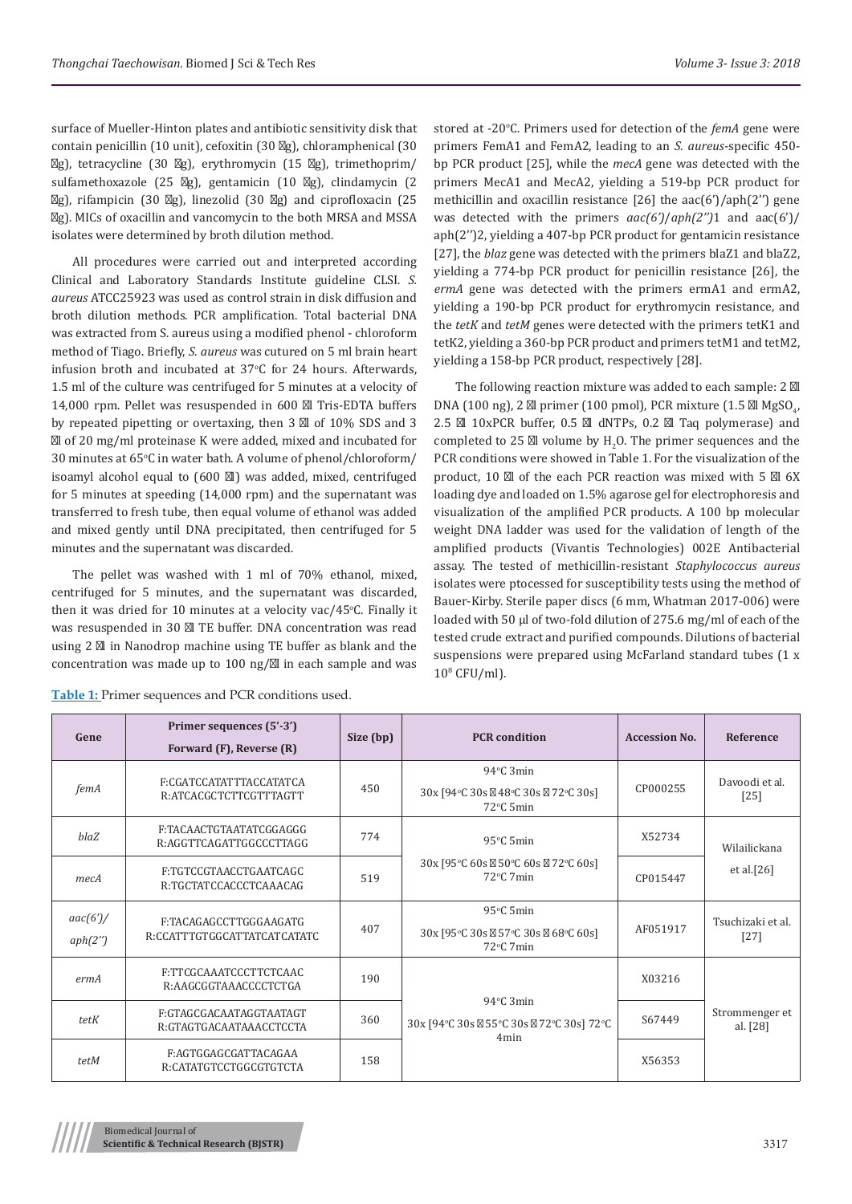surface of Mueller-Hinton plates and antibiotic sensitivity disk that contain penicillin (10 unit), cefoxitin (30 g), chloramphenical (30 g), tetracycline (30 g), erythromycin (15 g), trimethoprim/sulfamethoxazole (25 g), gentamicin (10 g), clindamycin (2 g), rifampicin (30 g), linezolid (30 g) and ciprofloxacin (25 g). MICs of oxacillin and vancomycin to the both MRSA and MSSA isolates were determined by broth dilution method.

All procedures were carried out and interpreted according Clinical and Laboratory Standards Institute guideline CLSI. *S. aureus* ATCC25923 was used as control strain in disk diffusion and broth dilution methods. PCR amplification. Total bacterial DNA was extracted from S. aureus using a modified phenol - chloroform method of Tiago. Briefly, *S. aureus* was cutured on 5 ml brain heart infusion broth and incubated at 37°C for 24 hours. Afterwards, 1.5 ml of the culture was centrifuged for 5 minutes at a velocity of 14,000 rpm. Pellet was resuspended in 600 l Tris-EDTA buffers by repeated pipetting or overtaxing, then 3 l of 10% SDS and 3 l of 20 mg/ml proteinase K were added, mixed and incubated for 30 minutes at 65°C in water bath. A volume of phenol/chloroform/isoamyl alcohol equal to (600 l) was added, mixed, centrifuged for 5 minutes at speeding (14,000 rpm) and the supernatant was transferred to fresh tube, then equal volume of ethanol was added and mixed gently until DNA precipitated, then centrifuged for 5 minutes and the supernatant was discarded.

The pellet was washed with 1 ml of 70% ethanol, mixed, centrifuged for 5 minutes, and the supernatant was discarded, then it was dried for 10 minutes at a velocity vac/45°C. Finally it was resuspended in 30 l TE buffer. DNA concentration was read using 2 l in Nanodrop machine using TE buffer as blank and the concentration was made up to 100 ng/l in each sample and was stored at -20°C. Primers used for detection of the *femA* gene were primers FemA1 and FemA2, leading to an *S. aureus*-specific 450-bp PCR product [25], while the *mecA* gene was detected with the primers MecA1 and MecA2, yielding a 519-bp PCR product for methicillin and oxacillin resistance [26] the aac(6')/aph(2'') gene was detected with the primers *aac(6')*/*aph(2'')*1 and aac(6')/aph(2'')2, yielding a 407-bp PCR product for gentamicin resistance [27], the *blaz* gene was detected with the primers blaZ1 and blaZ2, yielding a 774-bp PCR product for penicillin resistance [26], the *ermA* gene was detected with the primers ermA1 and ermA2, yielding a 190-bp PCR product for erythromycin resistance, and the *tetK* and *tetM* genes were detected with the primers tetK1 and tetK2, yielding a 360-bp PCR product and primers tetM1 and tetM2, yielding a 158-bp PCR product, respectively [28].

The following reaction mixture was added to each sample: 2 l DNA (100 ng), 2 l primer (100 pmol), PCR mixture (1.5 l $MgSO_4$, 2.5 l 10xPCR buffer, 0.5 l dNTPs, 0.2 l Taq polymerase) and completed to 25 l volume by $H_2O$. The primer sequences and the PCR conditions were showed in Table 1. For the visualization of the product, 10 l of the each PCR reaction was mixed with 5 l 6X loading dye and loaded on 1.5% agarose gel for electrophoresis and visualization of the amplified PCR products. A 100 bp molecular weight DNA ladder was used for the validation of length of the amplified products (Vivantis Technologies) 002E Antibacterial assay. The tested of methicillin-resistant *Staphylococcus aureus* isolates were ptocessed for susceptibility tests using the method of Bauer-Kirby. Sterile paper discs (6 mm, Whatman 2017-006) were loaded with 50 μl of two-fold dilution of 275.6 mg/ml of each of the tested crude extract and purified compounds. Dilutions of bacterial suspensions were prepared using McFarland standard tubes (1 x $10^8$ CFU/ml).

**Table 1:** Primer sequences and PCR conditions used.

| Gene | Primer sequences (5'-3') Forward (F), Reverse (R) | Size (bp) | PCR condition | Accession No. | Reference |
|---|---|---|---|---|---|
| *femA* | F:CGATCCATATTTACCATATCA R:ATCACGCTCTTCGTTTAGTT | 450 | 94°C 3min 30x [94°C 30s 48°C 30s 72°C 30s] 72°C 5min | CP000255 | Davoodi et al. [25] |
| *blaZ* | F:TACAACTGTAATATCGGAGGG R:AGGTTCAGATTGGCCCTTAGG | 774 | 95°C 5min 30x [95°C 60s 50°C 60s 72°C 60s] 72°C 7min | X52734 | Wilailickana et al.[26] |
| *mecA* | F:TGTCCGTAACCTGAATCAGC R:TGCTATCCACCCTCAAACAG | 519 | | CP015447 | |
| *aac(6')/ aph(2'')* | F:TACAGAGCCTTGGGAAGATG R:CCATTTGTGGCATTATCATCATATC | 407 | 95°C 5min 30x [95°C 30s 57°C 30s 68°C 60s] 72°C 7min | AF051917 | Tsuchizaki et al. [27] |
| *ermA* | F:TTCGCAAATCCCTTCTCAAC R:AAGCGGTAAACCCCTCTGA | 190 | 94°C 3min 30x [94°C 30s 55°C 30s 72°C 30s] 72°C 4min | X03216 | Strommenger et al. [28] |
| *tetK* | F:GTAGCGACAATAGGTAATAGT R:GTAGTGACAATAAACCTCCTA | 360 | | S67449 | |
| *tetM* | F:AGTGGAGCGATTACAGAA R:CATATGTCCTGGCGTGTCTA | 158 | | X56353 | |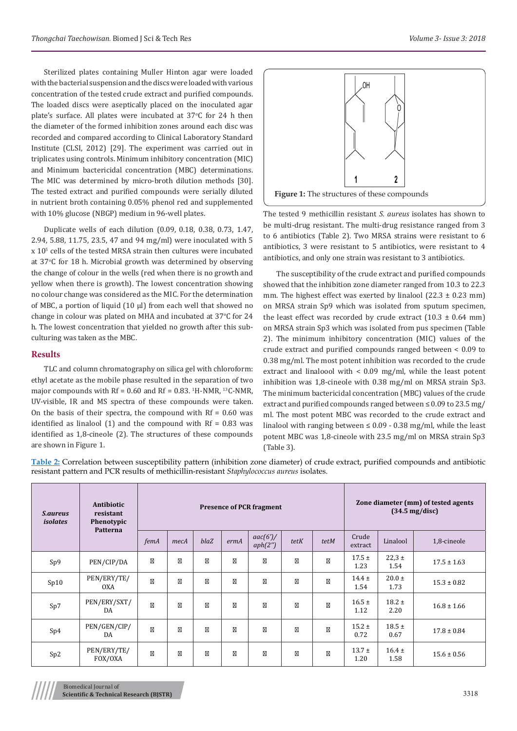Sterilized plates containing Muller Hinton agar were loaded with the bacterial suspension and the discs were loaded with various concentration of the tested crude extract and purified compounds. The loaded discs were aseptically placed on the inoculated agar plate's surface. All plates were incubated at 37°C for 24 h then the diameter of the formed inhibition zones around each disc was recorded and compared according to Clinical Laboratory Standard Institute (CLSI, 2012) [29]. The experiment was carried out in triplicates using controls. Minimum inhibitory concentration (MIC) and Minimum bactericidal concentration (MBC) determinations. The MIC was determined by micro-broth dilution methods [30]. The tested extract and purified compounds were serially diluted in nutrient broth containing 0.05% phenol red and supplemented with 10% glucose (NBGP) medium in 96-well plates.

Duplicate wells of each dilution (0.09, 0.18, 0.38, 0.73, 1.47, 2.94, 5.88, 11.75, 23.5, 47 and 94 mg/ml) were inoculated with 5 x $10^5$ cells of the tested MRSA strain then cultures were incubated at 37°C for 18 h. Microbial growth was determined by observing the change of colour in the wells (red when there is no growth and yellow when there is growth). The lowest concentration showing no colour change was considered as the MIC. For the determination of MBC, a portion of liquid (10 µl) from each well that showed no change in colour was plated on MHA and incubated at 37°C for 24 h. The lowest concentration that yielded no growth after this sub-culturing was taken as the MBC.

## Results

TLC and column chromatography on silica gel with chloroform: ethyl acetate as the mobile phase resulted in the separation of two major compounds with Rf = 0.60 and Rf = 0.83. $^1$H-NMR, $^{13}$C-NMR, UV-visible, IR and MS spectra of these compounds were taken. On the basis of their spectra, the compound with Rf = 0.60 was identified as linalool (1) and the compound with Rf = 0.83 was identified as 1,8-cineole (2). The structures of these compounds are shown in Figure 1.

**Figure 1:** The structures of these compounds

The tested 9 methicillin resistant *S. aureus* isolates has shown to be multi-drug resistant. The multi-drug resistance ranged from 3 to 6 antibiotics (Table 2). Two MRSA strains were resistant to 6 antibiotics, 3 were resistant to 5 antibiotics, were resistant to 4 antibiotics, and only one strain was resistant to 3 antibiotics.

The susceptibility of the crude extract and purified compounds showed that the inhibition zone diameter ranged from 10.3 to 22.3 mm. The highest effect was exerted by linalool (22.3 ± 0.23 mm) on MRSA strain Sp9 which was isolated from sputum specimen, the least effect was recorded by crude extract (10.3 ± 0.64 mm) on MRSA strain Sp3 which was isolated from pus specimen (Table 2). The minimum inhibitory concentration (MIC) values of the crude extract and purified compounds ranged between < 0.09 to 0.38 mg/ml. The most potent inhibition was recorded to the crude extract and linaloool with < 0.09 mg/ml, while the least potent inhibition was 1,8-cineole with 0.38 mg/ml on MRSA strain Sp3. The minimum bactericidal concentration (MBC) values of the crude extract and purified compounds ranged between ≤ 0.09 to 23.5 mg/ml. The most potent MBC was recorded to the crude extract and linalool with ranging between ≤ 0.09 - 0.38 mg/ml, while the least potent MBC was 1,8-cineole with 23.5 mg/ml on MRSA strain Sp3 (Table 3).

**Table 2:** Correlation between susceptibility pattern (inhibition zone diameter) of crude extract, purified compounds and antibiotic resistant pattern and PCR results of methicillin-resistant *Staphylococcus aureus* isolates.

| *S.aureus isolates* | Antibiotic resistant Phenotypic Patterna | Presence of PCR fragment | | | | | | | Zone diameter (mm) of tested agents (34.5 mg/disc) | | |
|---|---|---|---|---|---|---|---|---|---|---|---|
| | | *femA* | *mecA* | *blaZ* | *ermA* | *aac(6')/aph(2'')* | *tetK* | *tetM* | Crude extract | Linalool | 1,8-cineole |
| Sp9 | PEN/CIP/DA | | | | | | | | 17.5 ± 1.23 | 22,3 ± 1.54 | 17.5 ± 1.63 |
| Sp10 | PEN/ERY/TE/OXA | | | | | | | | 14.4 ± 1.54 | 20.0 ± 1.73 | 15.3 ± 0.82 |
| Sp7 | PEN/ERY/SXT/DA | | | | | | | | 16.5 ± 1.12 | 18.2 ± 2.20 | 16.8 ± 1.66 |
| Sp4 | PEN/GEN/CIP/DA | | | | | | | | 15.2 ± 0.72 | 18.5 ± 0.67 | 17.8 ± 0.84 |
| Sp2 | PEN/ERY/TE/FOX/OXA | | | | | | | | 13.7 ± 1.20 | 16.4 ± 1.58 | 15.6 ± 0.56 |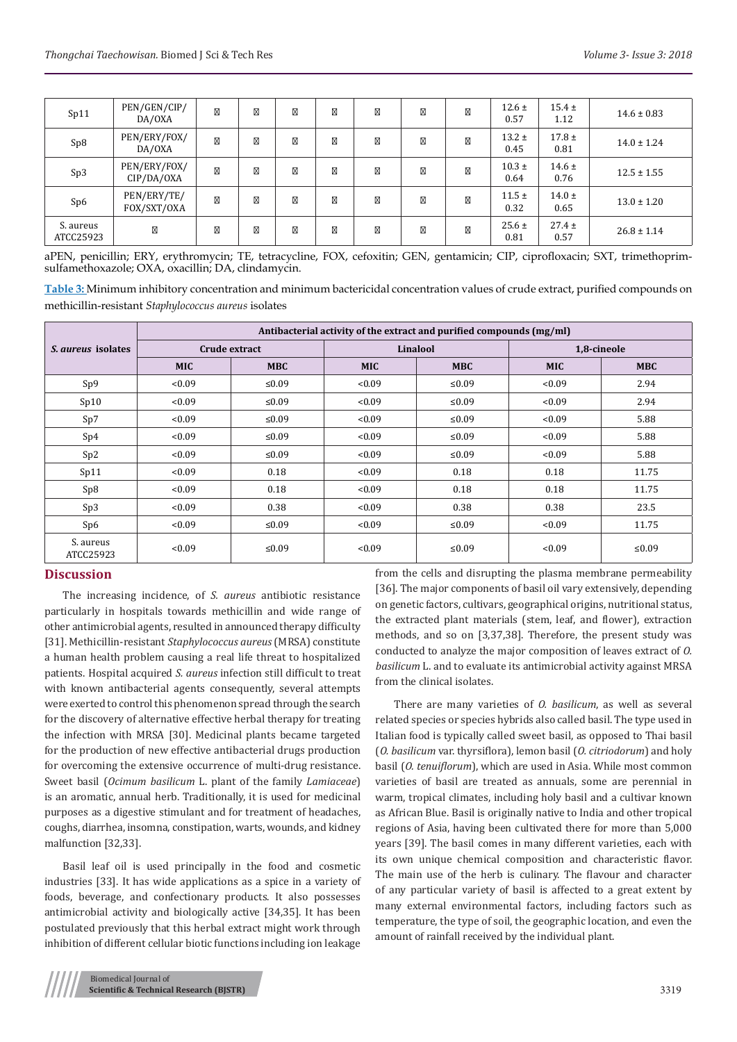| Sp11 | PEN/GEN/CIP/DA/OXA | | | | | | | | 12.6 ± 0.57 | 15.4 ± 1.12 | 14.6 ± 0.83 |
|---|---|---|---|---|---|---|---|---|---|---|---|
| Sp8 | PEN/ERY/FOX/DA/OXA | | | | | | | | 13.2 ± 0.45 | 17.8 ± 0.81 | 14.0 ± 1.24 |
| Sp3 | PEN/ERY/FOX/CIP/DA/OXA | | | | | | | | 10.3 ± 0.64 | 14.6 ± 0.76 | 12.5 ± 1.55 |
| Sp6 | PEN/ERY/TE/FOX/SXT/OXA | | | | | | | | 11.5 ± 0.32 | 14.0 ± 0.65 | 13.0 ± 1.20 |
| S. aureus ATCC25923 | | | | | | | | | 25.6 ± 0.81 | 27.4 ± 0.57 | 26.8 ± 1.14 |

aPEN, penicillin; ERY, erythromycin; TE, tetracycline, FOX, cefoxitin; GEN, gentamicin; CIP, ciprofloxacin; SXT, trimethoprim-sulfamethoxazole; OXA, oxacillin; DA, clindamycin.

**Table 3:** Minimum inhibitory concentration and minimum bactericidal concentration values of crude extract, purified compounds on methicillin-resistant *Staphylococcus aureus* isolates

| *S. aureus* isolates | Antibacterial activity of the extract and purified compounds (mg/ml) | | | | | |
|---|---|---|---|---|---|---|
| | Crude extract | | Linalool | | 1,8-cineole | |
| | MIC | MBC | MIC | MBC | MIC | MBC |
| Sp9 | <0.09 | ≤0.09 | <0.09 | ≤0.09 | <0.09 | 2.94 |
| Sp10 | <0.09 | ≤0.09 | <0.09 | ≤0.09 | <0.09 | 2.94 |
| Sp7 | <0.09 | ≤0.09 | <0.09 | ≤0.09 | <0.09 | 5.88 |
| Sp4 | <0.09 | ≤0.09 | <0.09 | ≤0.09 | <0.09 | 5.88 |
| Sp2 | <0.09 | ≤0.09 | <0.09 | ≤0.09 | <0.09 | 5.88 |
| Sp11 | <0.09 | 0.18 | <0.09 | 0.18 | 0.18 | 11.75 |
| Sp8 | <0.09 | 0.18 | <0.09 | 0.18 | 0.18 | 11.75 |
| Sp3 | <0.09 | 0.38 | <0.09 | 0.38 | 0.38 | 23.5 |
| Sp6 | <0.09 | ≤0.09 | <0.09 | ≤0.09 | <0.09 | 11.75 |
| S. aureus ATCC25923 | <0.09 | ≤0.09 | <0.09 | ≤0.09 | <0.09 | ≤0.09 |

## Discussion

The increasing incidence, of *S. aureus* antibiotic resistance particularly in hospitals towards methicillin and wide range of other antimicrobial agents, resulted in announced therapy difficulty [31]. Methicillin-resistant *Staphylococcus aureus* (MRSA) constitute a human health problem causing a real life threat to hospitalized patients. Hospital acquired *S. aureus* infection still difficult to treat with known antibacterial agents consequently, several attempts were exerted to control this phenomenon spread through the search for the discovery of alternative effective herbal therapy for treating the infection with MRSA [30]. Medicinal plants became targeted for the production of new effective antibacterial drugs production for overcoming the extensive occurrence of multi-drug resistance. Sweet basil (*Ocimum basilicum* L. plant of the family *Lamiaceae*) is an aromatic, annual herb. Traditionally, it is used for medicinal purposes as a digestive stimulant and for treatment of headaches, coughs, diarrhea, insomna, constipation, warts, wounds, and kidney malfunction [32,33].

Basil leaf oil is used principally in the food and cosmetic industries [33]. It has wide applications as a spice in a variety of foods, beverage, and confectionary products. It also possesses antimicrobial activity and biologically active [34,35]. It has been postulated previously that this herbal extract might work through inhibition of different cellular biotic functions including ion leakage from the cells and disrupting the plasma membrane permeability [36]. The major components of basil oil vary extensively, depending on genetic factors, cultivars, geographical origins, nutritional status, the extracted plant materials (stem, leaf, and flower), extraction methods, and so on [3,37,38]. Therefore, the present study was conducted to analyze the major composition of leaves extract of *O. basilicum* L. and to evaluate its antimicrobial activity against MRSA from the clinical isolates.

There are many varieties of *O. basilicum*, as well as several related species or species hybrids also called basil. The type used in Italian food is typically called sweet basil, as opposed to Thai basil (*O. basilicum* var. thyrsiflora), lemon basil (*O. citriodorum*) and holy basil (*O. tenuiflorum*), which are used in Asia. While most common varieties of basil are treated as annuals, some are perennial in warm, tropical climates, including holy basil and a cultivar known as African Blue. Basil is originally native to India and other tropical regions of Asia, having been cultivated there for more than 5,000 years [39]. The basil comes in many different varieties, each with its own unique chemical composition and characteristic flavor. The main use of the herb is culinary. The flavour and character of any particular variety of basil is affected to a great extent by many external environmental factors, including factors such as temperature, the type of soil, the geographic location, and even the amount of rainfall received by the individual plant.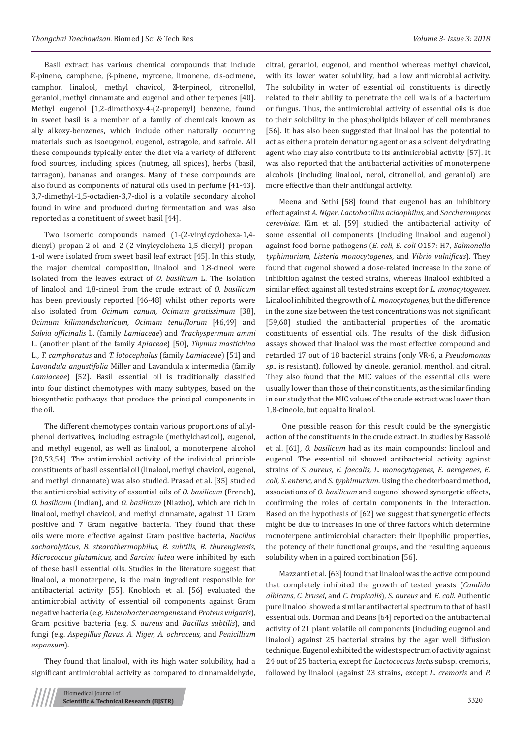Basil extract has various chemical compounds that include -pinene, camphene, β-pinene, myrcene, limonene, cis-ocimene, camphor, linalool, methyl chavicol, -terpineol, citronellol, geraniol, methyl cinnamate and eugenol and other terpenes [40]. Methyl eugenol [1,2-dimethoxy-4-(2-propenyl) benzene, found in sweet basil is a member of a family of chemicals known as ally alkoxy-benzenes, which include other naturally occurring materials such as isoeugenol, eugenol, estragole, and safrole. All these compounds typically enter the diet via a variety of different food sources, including spices (nutmeg, all spices), herbs (basil, tarragon), bananas and oranges. Many of these compounds are also found as components of natural oils used in perfume [41-43]. 3,7-dimethyl-1,5-octadien-3,7-diol is a volatile secondary alcohol found in wine and produced during fermentation and was also reported as a constituent of sweet basil [44].

Two isomeric compounds named (1-(2-vinylcyclohexa-1,4-dienyl) propan-2-ol and 2-(2-vinylcyclohexa-1,5-dienyl) propan-1-ol were isolated from sweet basil leaf extract [45]. In this study, the major chemical composition, linalool and 1,8-cineol were isolated from the leaves extract of *O. basilicum* L. The isolation of linalool and 1,8-cineol from the crude extract of *O. basilicum* has been previously reported [46-48] whilst other reports were also isolated from *Ocimum canum, Ocimum gratissimum* [38], *Ocimum kilimandscharicum, Ocimum tenuiflorum* [46,49] and *Salvia officinalis* L. (family *Lamiaceae*) and *Trachyspermum ammi* L. (another plant of the family *Apiaceae*) [50], *Thymus mastichina* L., *T. camphoratus* and *T. lotocephalus* (family *Lamiaceae*) [51] and *Lavandula angustifolia* Miller and Lavandula x intermedia (family *Lamiaceae*) [52]. Basil essential oil is traditionally classified into four distinct chemotypes with many subtypes, based on the biosynthetic pathways that produce the principal components in the oil.

The different chemotypes contain various proportions of allyl-phenol derivatives, including estragole (methylchavicol), eugenol, and methyl eugenol, as well as linalool, a monoterpene alcohol [20,53,54]. The antimicrobial activity of the individual principle constituents of basil essential oil (linalool, methyl chavicol, eugenol, and methyl cinnamate) was also studied. Prasad et al. [35] studied the antimicrobial activity of essential oils of *O. basilicum* (French), *O. basilicum* (Indian), and *O. basilicum* (Niazbo), which are rich in linalool, methyl chavicol, and methyl cinnamate, against 11 Gram positive and 7 Gram negative bacteria. They found that these oils were more effective against Gram positive bacteria, *Bacillus sacharolyticus, B. stearothermophilus, B. subtilis, B. thurengiensis, Micrococcus glutamicus,* and *Sarcina lutea* were inhibited by each of these basil essential oils. Studies in the literature suggest that linalool, a monoterpene, is the main ingredient responsible for antibacterial activity [55]. Knobloch et al. [56] evaluated the antimicrobial activity of essential oil components against Gram negative bacteria (e.g. *Enterobacter aerogenes* and *Proteus vulgaris*), Gram positive bacteria (e.g. *S. aureus* and *Bacillus subtilis*), and fungi (e.g. *Aspegillus flavus, A. Niger, A. ochraceus*, and *Penicillium expansum*).

They found that linalool, with its high water solubility, had a significant antimicrobial activity as compared to cinnamaldehyde, citral, geraniol, eugenol, and menthol whereas methyl chavicol, with its lower water solubility, had a low antimicrobial activity. The solubility in water of essential oil constituents is directly related to their ability to penetrate the cell walls of a bacterium or fungus. Thus, the antimicrobial activity of essential oils is due to their solubility in the phospholipids bilayer of cell membranes [56]. It has also been suggested that linalool has the potential to act as either a protein denaturing agent or as a solvent dehydrating agent who may also contribute to its antimicrobial activity [57]. It was also reported that the antibacterial activities of monoterpene alcohols (including linalool, nerol, citronellol, and geraniol) are more effective than their antifungal activity.

Meena and Sethi [58] found that eugenol has an inhibitory effect against *A. Niger*, *Lactobacillus acidophilus*, and *Saccharomyces cerevisiae*. Kim et al. [59] studied the antibacterial activity of some essential oil components (including linalool and eugenol) against food-borne pathogens (*E. coli, E. coli* O157: H7, *Salmonella typhimurium, Listeria monocytogenes*, and *Vibrio vulnificus*). They found that eugenol showed a dose-related increase in the zone of inhibition against the tested strains, whereas linalool exhibited a similar effect against all tested strains except for *L. monocytogenes*. Linalool inhibited the growth of *L. monocytogenes*, but the difference in the zone size between the test concentrations was not significant [59,60] studied the antibacterial properties of the aromatic constituents of essential oils. The results of the disk diffusion assays showed that linalool was the most effective compound and retarded 17 out of 18 bacterial strains (only VR-6, a *Pseudomonas sp*., is resistant), followed by cineole, geraniol, menthol, and citral. They also found that the MIC values of the essential oils were usually lower than those of their constituents, as the similar finding in our study that the MIC values of the crude extract was lower than 1,8-cineole, but equal to linalool.

One possible reason for this result could be the synergistic action of the constituents in the crude extract. In studies by Bassolé et al. [61], *O. basilicum* had as its main compounds: linalool and eugenol. The essential oil showed antibacterial activity against strains of *S. aureus, E. faecalis, L. monocytogenes, E. aerogenes, E. coli, S. enteric,* and *S. typhimurium*. Using the checkerboard method, associations of *O. basilicum* and eugenol showed synergetic effects, confirming the roles of certain components in the interaction. Based on the hypothesis of [62] we suggest that synergetic effects might be due to increases in one of three factors which determine monoterpene antimicrobial character: their lipophilic properties, the potency of their functional groups, and the resulting aqueous solubility when in a paired combination [56].

Mazzanti et al. [63] found that linalool was the active compound that completely inhibited the growth of tested yeasts (*Candida albicans*, *C. krusei*, and *C. tropicalis*), *S. aureus* and *E. coli*. Authentic pure linalool showed a similar antibacterial spectrum to that of basil essential oils. Dorman and Deans [64] reported on the antibacterial activity of 21 plant volatile oil components (including eugenol and linalool) against 25 bacterial strains by the agar well diffusion technique. Eugenol exhibited the widest spectrum of activity against 24 out of 25 bacteria, except for *Lactococcus lactis* subsp. cremoris, followed by linalool (against 23 strains, except *L. cremoris* and *P.*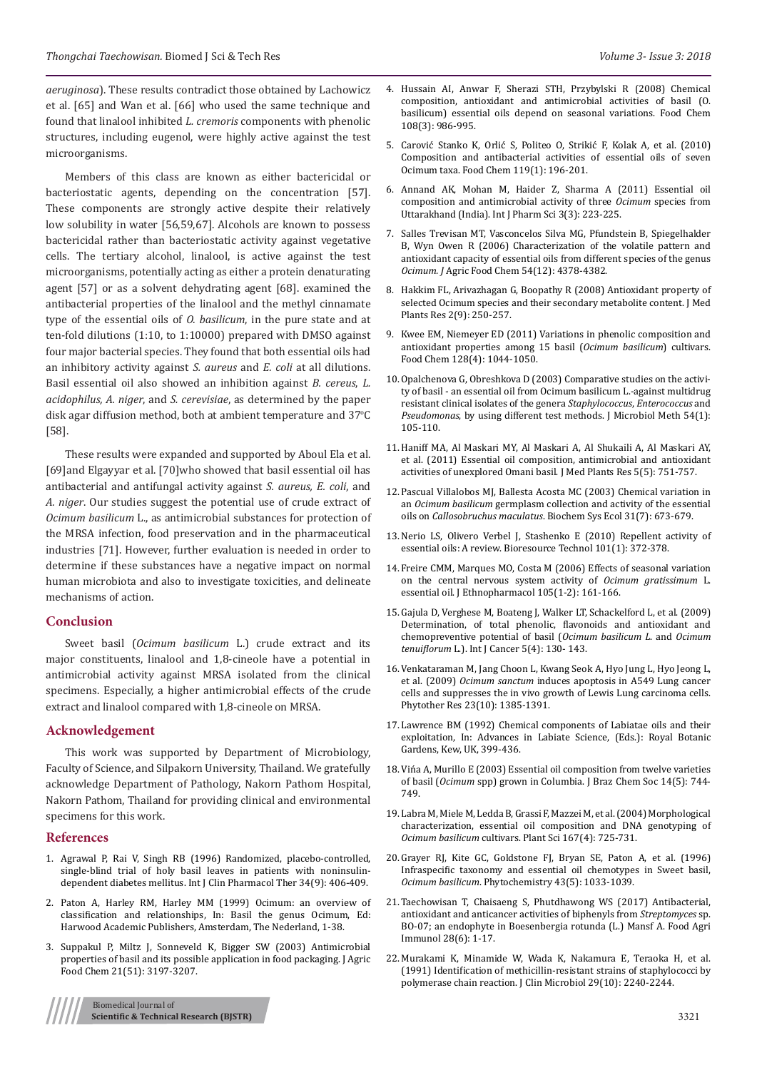*aeruginosa*). These results contradict those obtained by Lachowicz et al. [65] and Wan et al. [66] who used the same technique and found that linalool inhibited *L. cremoris* components with phenolic structures, including eugenol, were highly active against the test microorganisms.

Members of this class are known as either bactericidal or bacteriostatic agents, depending on the concentration [57]. These components are strongly active despite their relatively low solubility in water [56,59,67]. Alcohols are known to possess bactericidal rather than bacteriostatic activity against vegetative cells. The tertiary alcohol, linalool, is active against the test microorganisms, potentially acting as either a protein denaturating agent [57] or as a solvent dehydrating agent [68]. examined the antibacterial properties of the linalool and the methyl cinnamate type of the essential oils of *O. basilicum*, in the pure state and at ten-fold dilutions (1:10, to 1:10000) prepared with DMSO against four major bacterial species. They found that both essential oils had an inhibitory activity against *S. aureus* and *E. coli* at all dilutions. Basil essential oil also showed an inhibition against *B. cereus*, *L. acidophilus, A. niger*, and *S. cerevisiae*, as determined by the paper disk agar diffusion method, both at ambient temperature and 37°C [58].

These results were expanded and supported by Aboul Ela et al. [69]and Elgayyar et al. [70]who showed that basil essential oil has antibacterial and antifungal activity against *S. aureus, E. coli*, and *A. niger*. Our studies suggest the potential use of crude extract of *Ocimum basilicum* L., as antimicrobial substances for protection of the MRSA infection, food preservation and in the pharmaceutical industries [71]. However, further evaluation is needed in order to determine if these substances have a negative impact on normal human microbiota and also to investigate toxicities, and delineate mechanisms of action.

## Conclusion

Sweet basil (*Ocimum basilicum* L.) crude extract and its major constituents, linalool and 1,8-cineole have a potential in antimicrobial activity against MRSA isolated from the clinical specimens. Especially, a higher antimicrobial effects of the crude extract and linalool compared with 1,8-cineole on MRSA.

## Acknowledgement

This work was supported by Department of Microbiology, Faculty of Science, and Silpakorn University, Thailand. We gratefully acknowledge Department of Pathology, Nakorn Pathom Hospital, Nakorn Pathom, Thailand for providing clinical and environmental specimens for this work.

## References

1. Agrawal P, Rai V, Singh RB (1996) Randomized, placebo-controlled, single-blind trial of holy basil leaves in patients with noninsulin-dependent diabetes mellitus. Int J Clin Pharmacol Ther 34(9): 406-409.
2. Paton A, Harley RM, Harley MM (1999) Ocimum: an overview of classification and relationships, In: Basil the genus Ocimum, Ed: Harwood Academic Publishers, Amsterdam, The Nederland, 1-38.
3. Suppakul P, Miltz J, Sonneveld K, Bigger SW (2003) Antimicrobial properties of basil and its possible application in food packaging. J Agric Food Chem 21(51): 3197-3207.
4. Hussain AI, Anwar F, Sherazi STH, Przybylski R (2008) Chemical composition, antioxidant and antimicrobial activities of basil (O. basilicum) essential oils depend on seasonal variations. Food Chem 108(3): 986-995.
5. Carović Stanko K, Orlić S, Politeo O, Strikić F, Kolak A, et al. (2010) Composition and antibacterial activities of essential oils of seven Ocimum taxa. Food Chem 119(1): 196-201.
6. Annand AK, Mohan M, Haider Z, Sharma A (2011) Essential oil composition and antimicrobial activity of three *Ocimum* species from Uttarakhand (India). Int J Pharm Sci 3(3): 223-225.
7. Salles Trevisan MT, Vasconcelos Silva MG, Pfundstein B, Spiegelhalder B, Wyn Owen R (2006) Characterization of the volatile pattern and antioxidant capacity of essential oils from different species of the genus *Ocimum*. *J* Agric Food Chem 54(12): 4378-4382.
8. Hakkim FL, Arivazhagan G, Boopathy R (2008) Antioxidant property of selected Ocimum species and their secondary metabolite content. J Med Plants Res 2(9): 250-257.
9. Kwee EM, Niemeyer ED (2011) Variations in phenolic composition and antioxidant properties among 15 basil (*Ocimum basilicum*) cultivars. Food Chem 128(4): 1044-1050.
10. Opalchenova G, Obreshkova D (2003) Comparative studies on the activity of basil - an essential oil from Ocimum basilicum L.-against multidrug resistant clinical isolates of the genera *Staphylococcus*, *Enterococcus* and *Pseudomonas*, by using different test methods. J Microbiol Meth 54(1): 105-110.
11. Haniff MA, Al Maskari MY, Al Maskari A, Al Shukaili A, Al Maskari AY, et al. (2011) Essential oil composition, antimicrobial and antioxidant activities of unexplored Omani basil. J Med Plants Res 5(5): 751-757.
12. Pascual Villalobos MJ, Ballesta Acosta MC (2003) Chemical variation in an *Ocimum basilicum* germplasm collection and activity of the essential oils on *Callosobruchus maculatus*. Biochem Sys Ecol 31(7): 673-679.
13. Nerio LS, Olivero Verbel J, Stashenko E (2010) Repellent activity of essential oils: A review. Bioresource Technol 101(1): 372-378.
14. Freire CMM, Marques MO, Costa M (2006) Effects of seasonal variation on the central nervous system activity of *Ocimum gratissimum* L. essential oil. J Ethnopharmacol 105(1-2): 161-166.
15. Gajula D, Verghese M, Boateng J, Walker LT, Schackelford L, et al. (2009) Determination, of total phenolic, flavonoids and antioxidant and chemopreventive potential of basil (*Ocimum basilicum L*. and *Ocimum tenuiflorum* L.). Int J Cancer 5(4): 130- 143.
16. Venkataraman M, Jang Choon L, Kwang Seok A, Hyo Jung L, Hyo Jeong L, et al. (2009) *Ocimum sanctum* induces apoptosis in A549 Lung cancer cells and suppresses the in vivo growth of Lewis Lung carcinoma cells. Phytother Res 23(10): 1385-1391.
17. Lawrence BM (1992) Chemical components of Labiatae oils and their exploitation, In: Advances in Labiate Science, (Eds.): Royal Botanic Gardens, Kew, UK, 399-436.
18. Viña A, Murillo E (2003) Essential oil composition from twelve varieties of basil (*Ocimum* spp) grown in Columbia. J Braz Chem Soc 14(5): 744-749.
19. Labra M, Miele M, Ledda B, Grassi F, Mazzei M, et al. (2004) Morphological characterization, essential oil composition and DNA genotyping of *Ocimum basilicum* cultivars. Plant Sci 167(4): 725-731.
20. Grayer RJ, Kite GC, Goldstone FJ, Bryan SE, Paton A, et al. (1996) Infraspecific taxonomy and essential oil chemotypes in Sweet basil, *Ocimum basilicum*. Phytochemistry 43(5): 1033-1039.
21. Taechowisan T, Chaisaeng S, Phutdhawong WS (2017) Antibacterial, antioxidant and anticancer activities of biphenyls from *Streptomyces* sp. BO-07; an endophyte in Boesenbergia rotunda (L.) Mansf A. Food Agri Immunol 28(6): 1-17.
22. Murakami K, Minamide W, Wada K, Nakamura E, Teraoka H, et al. (1991) Identification of methicillin-resistant strains of staphylococci by polymerase chain reaction. J Clin Microbiol 29(10): 2240-2244.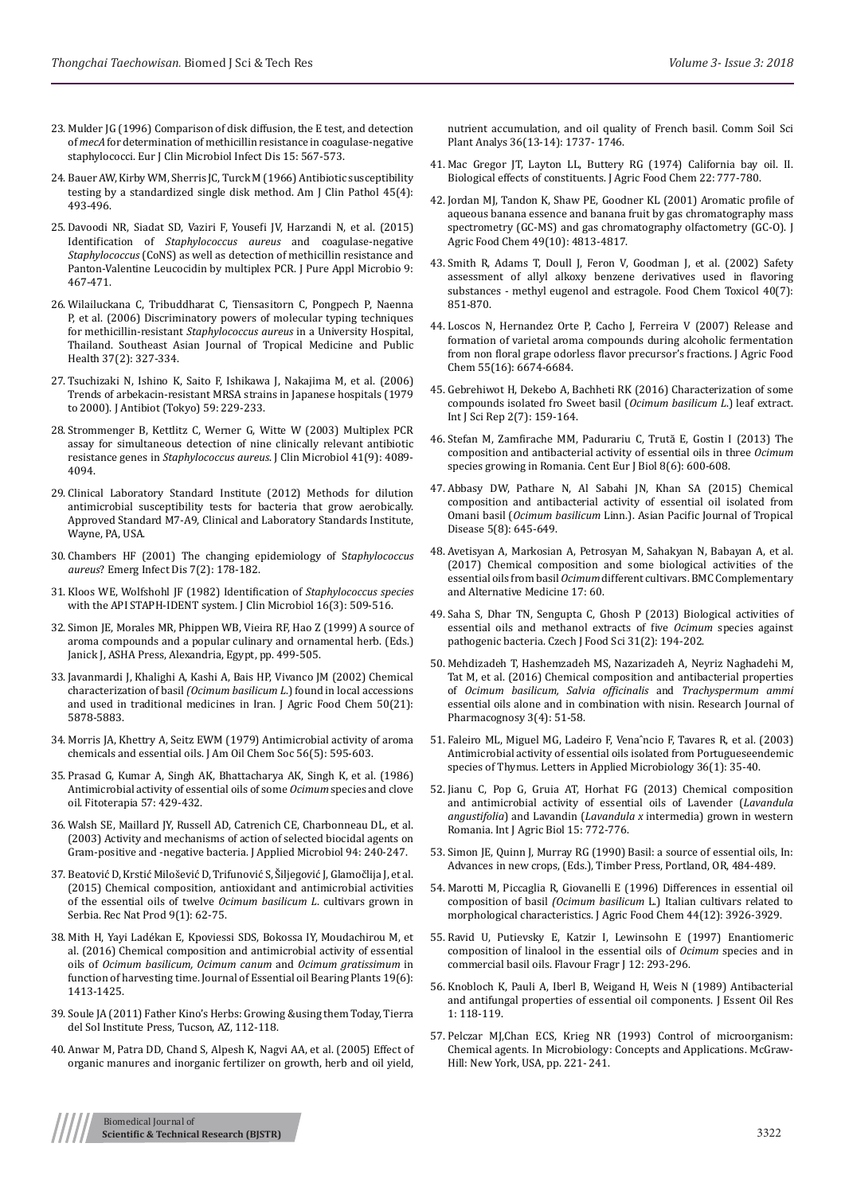23. Mulder JG (1996) Comparison of disk diffusion, the E test, and detection of *mecA* for determination of methicillin resistance in coagulase-negative staphylococci. Eur J Clin Microbiol Infect Dis 15: 567-573.

24. Bauer AW, Kirby WM, Sherris JC, Turck M (1966) Antibiotic susceptibility testing by a standardized single disk method. Am J Clin Pathol 45(4): 493-496.

25. Davoodi NR, Siadat SD, Vaziri F, Yousefi JV, Harzandi N, et al. (2015) Identification of *Staphylococcus aureus* and coagulase-negative *Staphylococcus* (CoNS) as well as detection of methicillin resistance and Panton-Valentine Leucocidin by multiplex PCR. J Pure Appl Microbio 9: 467-471.

26. Wilailuckana C, Tribuddharat C, Tiensasitorn C, Pongpech P, Naenna P, et al. (2006) Discriminatory powers of molecular typing techniques for methicillin-resistant *Staphylococcus aureus* in a University Hospital, Thailand. Southeast Asian Journal of Tropical Medicine and Public Health 37(2): 327-334.

27. Tsuchizaki N, Ishino K, Saito F, Ishikawa J, Nakajima M, et al. (2006) Trends of arbekacin-resistant MRSA strains in Japanese hospitals (1979 to 2000). J Antibiot (Tokyo) 59: 229-233.

28. Strommenger B, Kettlitz C, Werner G, Witte W (2003) Multiplex PCR assay for simultaneous detection of nine clinically relevant antibiotic resistance genes in *Staphylococcus aureus*. J Clin Microbiol 41(9): 4089-4094.

29. Clinical Laboratory Standard Institute (2012) Methods for dilution antimicrobial susceptibility tests for bacteria that grow aerobically. Approved Standard M7-A9, Clinical and Laboratory Standards Institute, Wayne, PA, USA.

30. Chambers HF (2001) The changing epidemiology of S*taphylococcus aureus*? Emerg Infect Dis 7(2): 178-182.

31. Kloos WE, Wolfshohl JF (1982) Identification of *Staphylococcus species* with the API STAPH-IDENT system. J Clin Microbiol 16(3): 509-516.

32. Simon JE, Morales MR, Phippen WB, Vieira RF, Hao Z (1999) A source of aroma compounds and a popular culinary and ornamental herb. (Eds.) Janick J, ASHA Press, Alexandria, Egypt, pp. 499-505.

33. Javanmardi J, Khalighi A, Kashi A, Bais HP, Vivanco JM (2002) Chemical characterization of basil *(Ocimum basilicum L.*) found in local accessions and used in traditional medicines in Iran. J Agric Food Chem 50(21): 5878-5883.

34. Morris JA, Khettry A, Seitz EWM (1979) Antimicrobial activity of aroma chemicals and essential oils. J Am Oil Chem Soc 56(5): 595-603.

35. Prasad G, Kumar A, Singh AK, Bhattacharya AK, Singh K, et al. (1986) Antimicrobial activity of essential oils of some *Ocimum* species and clove oil. Fitoterapia 57: 429-432.

36. Walsh SE, Maillard JY, Russell AD, Catrenich CE, Charbonneau DL, et al. (2003) Activity and mechanisms of action of selected biocidal agents on Gram-positive and -negative bacteria. J Applied Microbiol 94: 240-247.

37. Beatović D, Krstić Milošević D, Trifunović S, Šiljegović J, Glamočlija J, et al. (2015) Chemical composition, antioxidant and antimicrobial activities of the essential oils of twelve *Ocimum basilicum L*. cultivars grown in Serbia. Rec Nat Prod 9(1): 62-75.

38. Mith H, Yayi Ladékan E, Kpoviessi SDS, Bokossa IY, Moudachirou M, et al. (2016) Chemical composition and antimicrobial activity of essential oils of *Ocimum basilicum, Ocimum canum* and *Ocimum gratissimum* in function of harvesting time. Journal of Essential oil Bearing Plants 19(6): 1413-1425.

39. Soule JA (2011) Father Kino's Herbs: Growing &using them Today, Tierra del Sol Institute Press, Tucson, AZ, 112-118.

40. Anwar M, Patra DD, Chand S, Alpesh K, Nagvi AA, et al. (2005) Effect of organic manures and inorganic fertilizer on growth, herb and oil yield, nutrient accumulation, and oil quality of French basil. Comm Soil Sci Plant Analys 36(13-14): 1737- 1746.

41. Mac Gregor JT, Layton LL, Buttery RG (1974) California bay oil. II. Biological effects of constituents. J Agric Food Chem 22: 777-780.

42. Jordan MJ, Tandon K, Shaw PE, Goodner KL (2001) Aromatic profile of aqueous banana essence and banana fruit by gas chromatography mass spectrometry (GC-MS) and gas chromatography olfactometry (GC-O). J Agric Food Chem 49(10): 4813-4817.

43. Smith R, Adams T, Doull J, Feron V, Goodman J, et al. (2002) Safety assessment of allyl alkoxy benzene derivatives used in flavoring substances - methyl eugenol and estragole. Food Chem Toxicol 40(7): 851-870.

44. Loscos N, Hernandez Orte P, Cacho J, Ferreira V (2007) Release and formation of varietal aroma compounds during alcoholic fermentation from non floral grape odorless flavor precursor's fractions. J Agric Food Chem 55(16): 6674-6684.

45. Gebrehiwot H, Dekebo A, Bachheti RK (2016) Characterization of some compounds isolated fro Sweet basil (*Ocimum basilicum L.*) leaf extract. Int J Sci Rep 2(7): 159-164.

46. Stefan M, Zamfirache MM, Padurariu C, Trută E, Gostin I (2013) The composition and antibacterial activity of essential oils in three *Ocimum* species growing in Romania. Cent Eur J Biol 8(6): 600-608.

47. Abbasy DW, Pathare N, Al Sabahi JN, Khan SA (2015) Chemical composition and antibacterial activity of essential oil isolated from Omani basil (*Ocimum basilicum* Linn.). Asian Pacific Journal of Tropical Disease 5(8): 645-649.

48. Avetisyan A, Markosian A, Petrosyan M, Sahakyan N, Babayan A, et al. (2017) Chemical composition and some biological activities of the essential oils from basil *Ocimum* different cultivars. BMC Complementary and Alternative Medicine 17: 60.

49. Saha S, Dhar TN, Sengupta C, Ghosh P (2013) Biological activities of essential oils and methanol extracts of five *Ocimum* species against pathogenic bacteria. Czech J Food Sci 31(2): 194-202.

50. Mehdizadeh T, Hashemzadeh MS, Nazarizadeh A, Neyriz Naghadehi M, Tat M, et al. (2016) Chemical composition and antibacterial properties of *Ocimum basilicum, Salvia officinalis* and *Trachyspermum ammi* essential oils alone and in combination with nisin. Research Journal of Pharmacognosy 3(4): 51-58.

51. Faleiro ML, Miguel MG, Ladeiro F, Venaˆncio F, Tavares R, et al. (2003) Antimicrobial activity of essential oils isolated from Portugueseendemic species of Thymus. Letters in Applied Microbiology 36(1): 35-40.

52. Jianu C, Pop G, Gruia AT, Horhat FG (2013) Chemical composition and antimicrobial activity of essential oils of Lavender (*Lavandula angustifolia*) and Lavandin (*Lavandula x* intermedia) grown in western Romania. Int J Agric Biol 15: 772-776.

53. Simon JE, Quinn J, Murray RG (1990) Basil: a source of essential oils, In: Advances in new crops, (Eds.) Timber Press, Portland, OR, 484-489.

54. Marotti M, Piccaglia R, Giovanelli E (1996) Differences in essential oil composition of basil *(Ocimum basilicum* L.) Italian cultivars related to morphological characteristics. J Agric Food Chem 44(12): 3926-3929.

55. Ravid U, Putievsky E, Katzir I, Lewinsohn E (1997) Enantiomeric composition of linalool in the essential oils of *Ocimum* species and in commercial basil oils. Flavour Fragr J 12: 293-296.

56. Knobloch K, Pauli A, Iberl B, Weigand H, Weis N (1989) Antibacterial and antifungal properties of essential oil components. J Essent Oil Res 1: 118-119.

57. Pelczar MJ,Chan ECS, Krieg NR (1993) Control of microorganism: Chemical agents. In Microbiology: Concepts and Applications. McGraw-Hill: New York, USA, pp. 221- 241.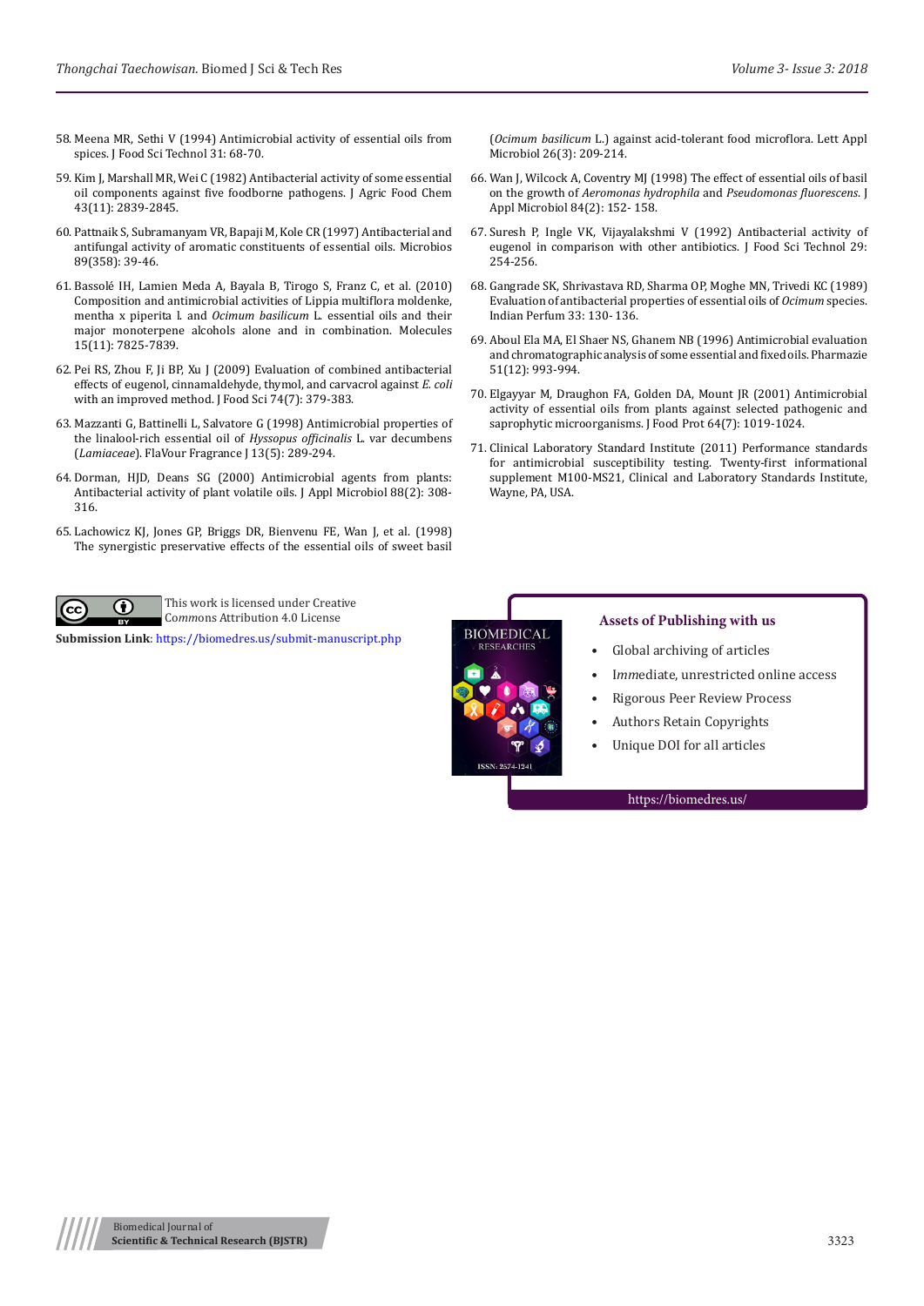58. Meena MR, Sethi V (1994) Antimicrobial activity of essential oils from spices. J Food Sci Technol 31: 68-70.

59. Kim J, Marshall MR, Wei C (1982) Antibacterial activity of some essential oil components against five foodborne pathogens. J Agric Food Chem 43(11): 2839-2845.

60. Pattnaik S, Subramanyam VR, Bapaji M, Kole CR (1997) Antibacterial and antifungal activity of aromatic constituents of essential oils. Microbios 89(358): 39-46.

61. Bassolé IH, Lamien Meda A, Bayala B, Tirogo S, Franz C, et al. (2010) Composition and antimicrobial activities of Lippia multiflora moldenke, mentha x piperita l. and *Ocimum basilicum* L. essential oils and their major monoterpene alcohols alone and in combination. Molecules 15(11): 7825-7839.

62. Pei RS, Zhou F, Ji BP, Xu J (2009) Evaluation of combined antibacterial effects of eugenol, cinnamaldehyde, thymol, and carvacrol against *E. coli* with an improved method. J Food Sci 74(7): 379-383.

63. Mazzanti G, Battinelli L, Salvatore G (1998) Antimicrobial properties of the linalool-rich essential oil of *Hyssopus officinalis* L. var decumbens (*Lamiaceae*). FlaVour Fragrance J 13(5): 289-294.

64. Dorman, HJD, Deans SG (2000) Antimicrobial agents from plants: Antibacterial activity of plant volatile oils. J Appl Microbiol 88(2): 308-316.

65. Lachowicz KJ, Jones GP, Briggs DR, Bienvenu FE, Wan J, et al. (1998) The synergistic preservative effects of the essential oils of sweet basil (*Ocimum basilicum* L.) against acid-tolerant food microflora. Lett Appl Microbiol 26(3): 209-214.

66. Wan J, Wilcock A, Coventry MJ (1998) The effect of essential oils of basil on the growth of *Aeromonas hydrophila* and *Pseudomonas fluorescens*. J Appl Microbiol 84(2): 152- 158.

67. Suresh P, Ingle VK, Vijayalakshmi V (1992) Antibacterial activity of eugenol in comparison with other antibiotics. J Food Sci Technol 29: 254-256.

68. Gangrade SK, Shrivastava RD, Sharma OP, Moghe MN, Trivedi KC (1989) Evaluation of antibacterial properties of essential oils of *Ocimum* species. Indian Perfum 33: 130- 136.

69. Aboul Ela MA, El Shaer NS, Ghanem NB (1996) Antimicrobial evaluation and chromatographic analysis of some essential and fixed oils. Pharmazie 51(12): 993-994.

70. Elgayyar M, Draughon FA, Golden DA, Mount JR (2001) Antimicrobial activity of essential oils from plants against selected pathogenic and saprophytic microorganisms. J Food Prot 64(7): 1019-1024.

71. Clinical Laboratory Standard Institute (2011) Performance standards for antimicrobial susceptibility testing. Twenty-first informational supplement M100-MS21, Clinical and Laboratory Standards Institute, Wayne, PA, USA.

This work is licensed under Creative Commons Attribution 4.0 License

**Submission Link**: https://biomedres.us/submit-manuscript.php

**Assets of Publishing with us**

- Global archiving of articles
- Immediate, unrestricted online access
- Rigorous Peer Review Process
- Authors Retain Copyrights
- Unique DOI for all articles

https://biomedres.us/